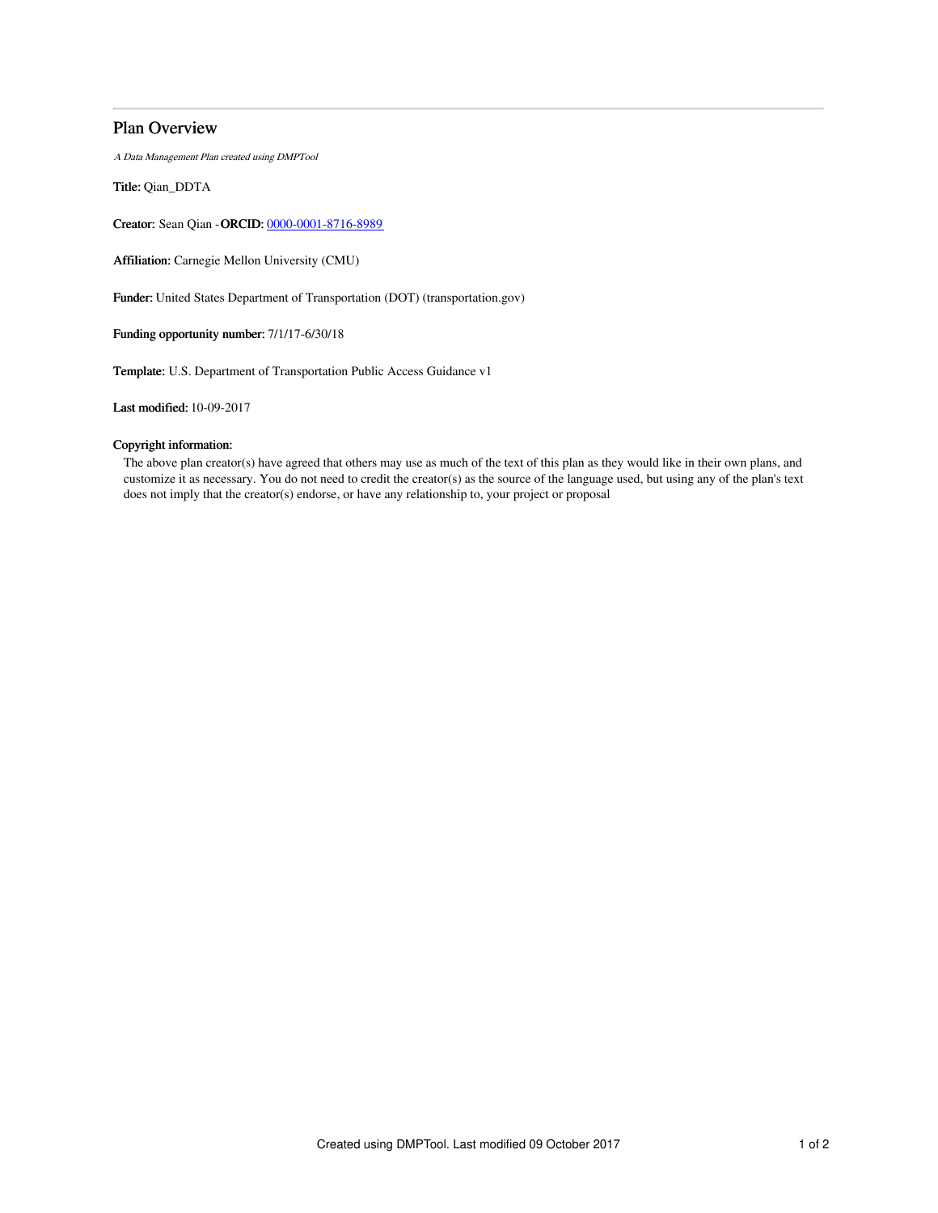# Plan Overview

*A Data Management Plan created using DMPTool*

**Title:** Qian_DDTA

**Creator:** Sean Qian -**ORCID:** [0000-0001-8716-8989](https://orcid.org/0000-0001-8716-8989)

**Affiliation:** Carnegie Mellon University (CMU)

**Funder:** United States Department of Transportation (DOT) (transportation.gov)

**Funding opportunity number:** 7/1/17-6/30/18

**Template:** U.S. Department of Transportation Public Access Guidance v1

**Last modified:** 10-09-2017

**Copyright information:**

The above plan creator(s) have agreed that others may use as much of the text of this plan as they would like in their own plans, and customize it as necessary. You do not need to credit the creator(s) as the source of the language used, but using any of the plan's text does not imply that the creator(s) endorse, or have any relationship to, your project or proposal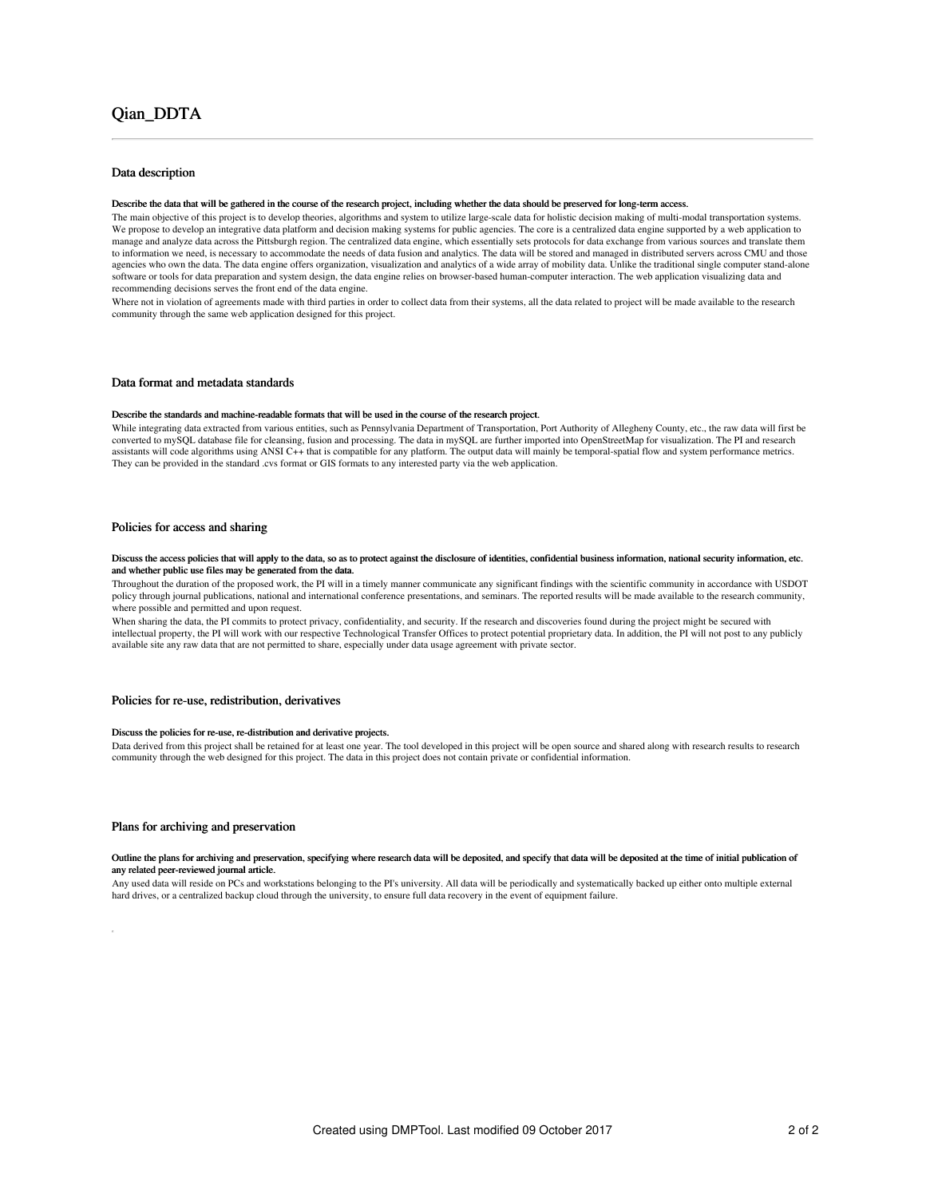# Qian_DDTA

## Data description

**Describe the data that will be gathered in the course of the research project, including whether the data should be preserved for long-term access.**

The main objective of this project is to develop theories, algorithms and system to utilize large-scale data for holistic decision making of multi-modal transportation systems. We propose to develop an integrative data platform and decision making systems for public agencies. The core is a centralized data engine supported by a web application to manage and analyze data across the Pittsburgh region. The centralized data engine, which essentially sets protocols for data exchange from various sources and translate them to information we need, is necessary to accommodate the needs of data fusion and analytics. The data will be stored and managed in distributed servers across CMU and those agencies who own the data. The data engine offers organization, visualization and analytics of a wide array of mobility data. Unlike the traditional single computer stand-alone software or tools for data preparation and system design, the data engine relies on browser-based human-computer interaction. The web application visualizing data and recommending decisions serves the front end of the data engine.

Where not in violation of agreements made with third parties in order to collect data from their systems, all the data related to project will be made available to the research community through the same web application designed for this project.

## Data format and metadata standards

**Describe the standards and machine-readable formats that will be used in the course of the research project.**

While integrating data extracted from various entities, such as Pennsylvania Department of Transportation, Port Authority of Allegheny County, etc., the raw data will first be converted to mySQL database file for cleansing, fusion and processing. The data in mySQL are further imported into OpenStreetMap for visualization. The PI and research assistants will code algorithms using ANSI C++ that is compatible for any platform. The output data will mainly be temporal-spatial flow and system performance metrics. They can be provided in the standard .cvs format or GIS formats to any interested party via the web application.

## Policies for access and sharing

**Discuss the access policies that will apply to the data, so as to protect against the disclosure of identities, confidential business information, national security information, etc. and whether public use files may be generated from the data.**

Throughout the duration of the proposed work, the PI will in a timely manner communicate any significant findings with the scientific community in accordance with USDOT policy through journal publications, national and international conference presentations, and seminars. The reported results will be made available to the research community, where possible and permitted and upon request.

When sharing the data, the PI commits to protect privacy, confidentiality, and security. If the research and discoveries found during the project might be secured with intellectual property, the PI will work with our respective Technological Transfer Offices to protect potential proprietary data. In addition, the PI will not post to any publicly available site any raw data that are not permitted to share, especially under data usage agreement with private sector.

## Policies for re-use, redistribution, derivatives

**Discuss the policies for re-use, re-distribution and derivative projects.**

Data derived from this project shall be retained for at least one year. The tool developed in this project will be open source and shared along with research results to research community through the web designed for this project. The data in this project does not contain private or confidential information.

## Plans for archiving and preservation

**Outline the plans for archiving and preservation, specifying where research data will be deposited, and specify that data will be deposited at the time of initial publication of any related peer-reviewed journal article.**

Any used data will reside on PCs and workstations belonging to the PI's university. All data will be periodically and systematically backed up either onto multiple external hard drives, or a centralized backup cloud through the university, to ensure full data recovery in the event of equipment failure.